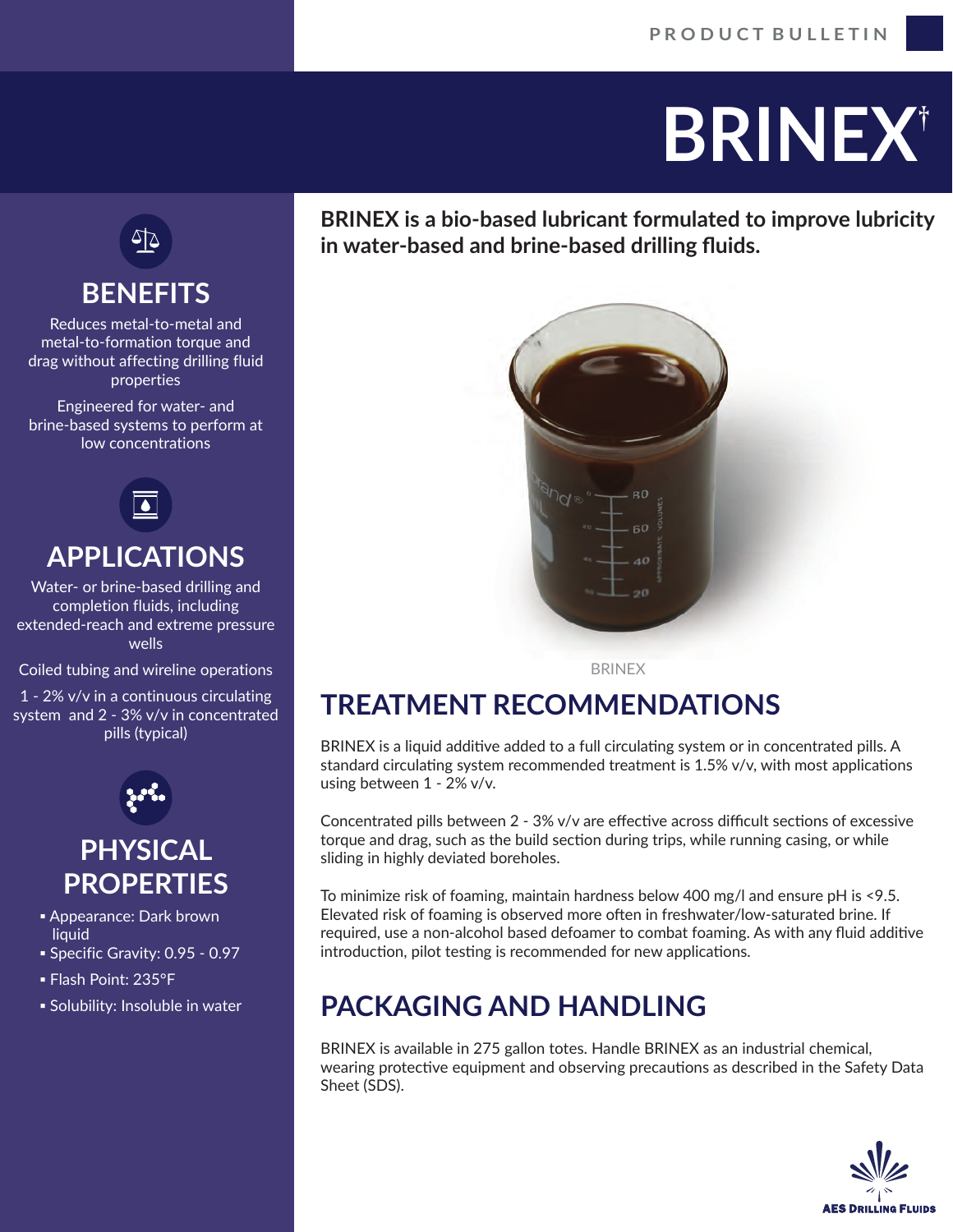PRODUCT BULLETIN

# BRINEX†

**BRINEX is a bio-based lubricant formulated to improve lubricity in water-based and brine-based drilling fluids.**

BRINEX

## TREATMENT RECOMMENDATIONS

BRINEX is a liquid additive added to a full circulating system or in concentrated pills. A standard circulating system recommended treatment is 1.5% v/v, with most applications using between 1 - 2% v/v.

Concentrated pills between 2 - 3% v/v are effective across difficult sections of excessive torque and drag, such as the build section during trips, while running casing, or while sliding in highly deviated boreholes.

To minimize risk of foaming, maintain hardness below 400 mg/l and ensure pH is <9.5. Elevated risk of foaming is observed more often in freshwater/low-saturated brine. If required, use a non-alcohol based defoamer to combat foaming. As with any fluid additive introduction, pilot testing is recommended for new applications.

## PACKAGING AND HANDLING

BRINEX is available in 275 gallon totes. Handle BRINEX as an industrial chemical, wearing protective equipment and observing precautions as described in the Safety Data Sheet (SDS).

## BENEFITS

Reduces metal-to-metal and metal-to-formation torque and drag without affecting drilling fluid properties

Engineered for water- and brine-based systems to perform at low concentrations

## APPLICATIONS

Water- or brine-based drilling and completion fluids, including extended-reach and extreme pressure wells

Coiled tubing and wireline operations

1 - 2% v/v in a continuous circulating system and 2 - 3% v/v in concentrated pills (typical)

## PHYSICAL PROPERTIES

- Appearance: Dark brown liquid
- Specific Gravity: 0.95 - 0.97
- Flash Point: 235°F
- Solubility: Insoluble in water

AES Drilling Fluids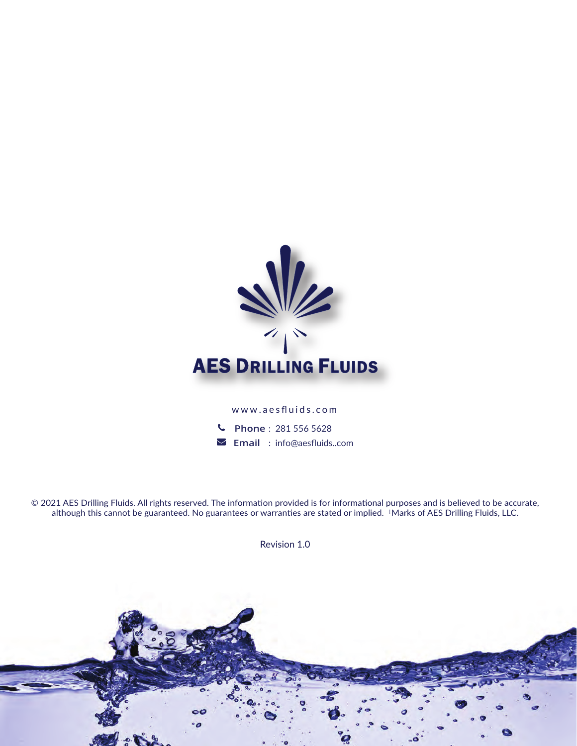AES DRILLING FLUIDS

www.aesfluids.com

Phone : 281 556 5628

Email : info@aesfluids..com

© 2021 AES Drilling Fluids. All rights reserved. The information provided is for informational purposes and is believed to be accurate, although this cannot be guaranteed. No guarantees or warranties are stated or implied. †Marks of AES Drilling Fluids, LLC.

Revision 1.0